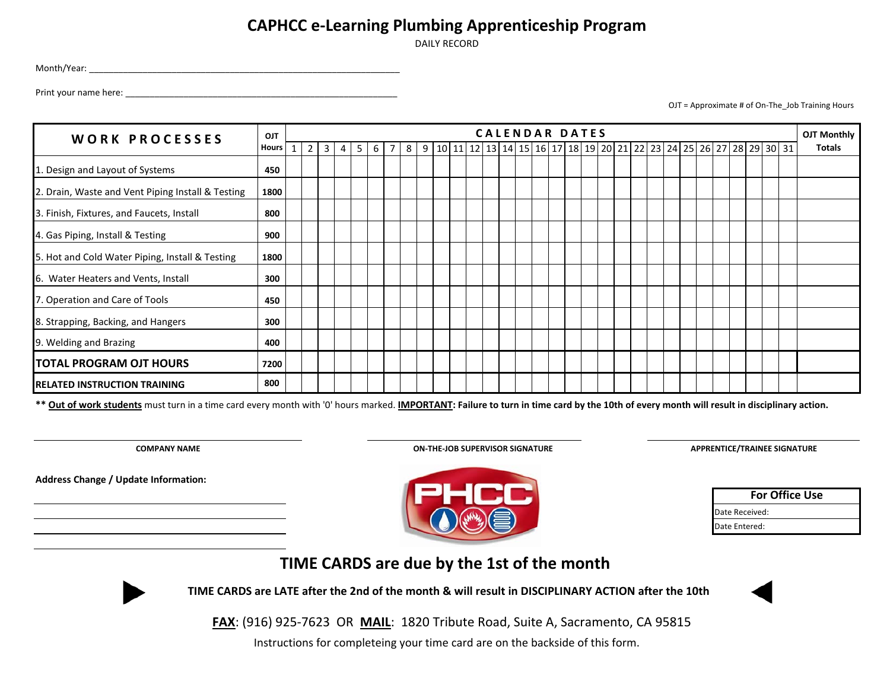# CAPHCC e-Learning Plumbing Apprenticeship Program

DAILY RECORD

Month/Year: ___________________________________________________________

Print your name here: _____________________________________________________

OJT = Approximate # of On-The_Job Training Hours

| WORK PROCESSES | OJT Hours | 1 | 2 | 3 | 4 | 5 | 6 | 7 | 8 | 9 | 10 | 11 | 12 | 13 | 14 | 15 | 16 | 17 | 18 | 19 | 20 | 21 | 22 | 23 | 24 | 25 | 26 | 27 | 28 | 29 | 30 | 31 | OJT Monthly Totals |
|---|---|---|---|---|---|---|---|---|---|---|---|---|---|---|---|---|---|---|---|---|---|---|---|---|---|---|---|---|---|---|---|---|---|
| 1. Design and Layout of Systems | 450 | | | | | | | | | | | | | | | | | | | | | | | | | | | | | | | | |
| 2. Drain, Waste and Vent Piping Install & Testing | 1800 | | | | | | | | | | | | | | | | | | | | | | | | | | | | | | | | |
| 3. Finish, Fixtures, and Faucets, Install | 800 | | | | | | | | | | | | | | | | | | | | | | | | | | | | | | | | |
| 4. Gas Piping, Install & Testing | 900 | | | | | | | | | | | | | | | | | | | | | | | | | | | | | | | | |
| 5. Hot and Cold Water Piping, Install & Testing | 1800 | | | | | | | | | | | | | | | | | | | | | | | | | | | | | | | | |
| 6. Water Heaters and Vents, Install | 300 | | | | | | | | | | | | | | | | | | | | | | | | | | | | | | | | |
| 7. Operation and Care of Tools | 450 | | | | | | | | | | | | | | | | | | | | | | | | | | | | | | | | |
| 8. Strapping, Backing, and Hangers | 300 | | | | | | | | | | | | | | | | | | | | | | | | | | | | | | | | |
| 9. Welding and Brazing | 400 | | | | | | | | | | | | | | | | | | | | | | | | | | | | | | | | |
| **TOTAL PROGRAM OJT HOURS** | 7200 | | | | | | | | | | | | | | | | | | | | | | | | | | | | | | | | |
| **RELATED INSTRUCTION TRAINING** | 800 | | | | | | | | | | | | | | | | | | | | | | | | | | | | | | | | |

**\*\* Out of work students** must turn in a time card every month with '0' hours marked. **IMPORTANT: Failure to turn in time card by the 10th of every month will result in disciplinary action.**

**COMPANY NAME** ____________________

**ON-THE-JOB SUPERVISOR SIGNATURE** ____________________

**APPRENTICE/TRAINEE SIGNATURE** ____________________

**Address Change / Update Information:**

____________________

____________________

____________________

____________________

| For Office Use |
|---|
| Date Received: |
| Date Entered: |

## TIME CARDS are due by the 1st of the month

**TIME CARDS are LATE after the 2nd of the month & will result in DISCIPLINARY ACTION after the 10th**

**FAX**: (916) 925-7623 OR **MAIL**: 1820 Tribute Road, Suite A, Sacramento, CA 95815

Instructions for completeing your time card are on the backside of this form.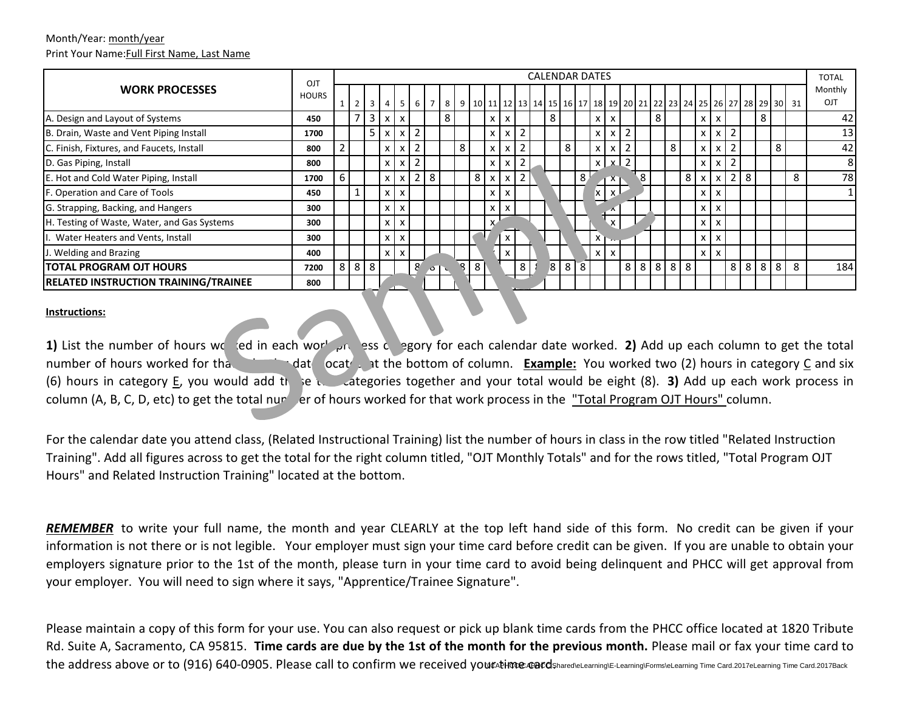Month/Year: month/year

Print Your Name: Full First Name, Last Name

| WORK PROCESSES | OJT HOURS | CALENDAR DATES | | | | | | | | | | | | | | | | | | | | | | | | | | | | | | | TOTAL Monthly OJT |
|---|---|---|---|---|---|---|---|---|---|---|---|---|---|---|---|---|---|---|---|---|---|---|---|---|---|---|---|---|---|---|---|---|---|
| | | 1 | 2 | 3 | 4 | 5 | 6 | 7 | 8 | 9 | 10 | 11 | 12 | 13 | 14 | 15 | 16 | 17 | 18 | 19 | 20 | 21 | 22 | 23 | 24 | 25 | 26 | 27 | 28 | 29 | 30 | 31 | |
| A. Design and Layout of Systems | **450** | | 7 | 3 | x | x | | | 8 | | | x | x | | | 8 | | | x | x | | | 8 | | | x | x | | | 8 | | | 42 |
| B. Drain, Waste and Vent Piping Install | **1700** | | | 5 | x | x | 2 | | | | | x | x | 2 | | | | | x | x | 2 | | | | | x | x | 2 | | | | | 13 |
| C. Finish, Fixtures, and Faucets, Install | **800** | 2 | | | x | x | 2 | | | 8 | | x | x | 2 | | | 8 | | x | x | 2 | | | 8 | | x | x | 2 | | | 8 | | 42 |
| D. Gas Piping, Install | **800** | | | | x | x | 2 | | | | | x | x | 2 | | | | | x | x | 2 | | | | | x | x | 2 | | | | | 8 |
| E. Hot and Cold Water Piping, Install | **1700** | 6 | | | x | x | 2 | 8 | | | 8 | x | x | 2 | | | | 8 | x | x | | 8 | | | 8 | x | x | 2 | 8 | | | 8 | 78 |
| F. Operation and Care of Tools | **450** | | 1 | | x | x | | | | | | x | x | | | | | | x | x | | | | | | x | x | | | | | | 1 |
| G. Strapping, Backing, and Hangers | **300** | | | | x | x | | | | | | x | x | | | | | | x | x | | | | | | x | x | | | | | | |
| H. Testing of Waste, Water, and Gas Systems | **300** | | | | x | x | | | | | | x | x | | | | | | x | x | | | | | | x | x | | | | | | |
| I. Water Heaters and Vents, Install | **300** | | | | x | x | | | | | | x | x | | | | | | x | x | | | | | | x | x | | | | | | |
| J. Welding and Brazing | **400** | | | | x | x | | | | | | x | x | | | | | | x | x | | | | | | x | x | | | | | | |
| **TOTAL PROGRAM OJT HOURS** | **7200** | 8 | 8 | 8 | | | 8 | 8 | 8 | 8 | 8 | | | 8 | 8 | 8 | 8 | 8 | | | 8 | 8 | 8 | 8 | 8 | | | 8 | 8 | 8 | 8 | 8 | 184 |
| **RELATED INSTRUCTION TRAINING/TRAINEE** | **800** | | | | | | | | | | | | | | | | | | | | | | | | | | | | | | | | |

**Instructions:**

**1)** List the number of hours worked in each work process category for each calendar date worked. **2)** Add up each column to get the total number of hours worked for that calendar date located at the bottom of column. **Example:** You worked two (2) hours in category C and six (6) hours in category E, you would add these two categories together and your total would be eight (8). **3)** Add up each work process in column (A, B, C, D, etc) to get the total number of hours worked for that work process in the "Total Program OJT Hours" column.

For the calendar date you attend class, (Related Instructional Training) list the number of hours in class in the row titled "Related Instruction Training". Add all figures across to get the total for the right column titled, "OJT Monthly Totals" and for the rows titled, "Total Program OJT Hours" and Related Instruction Training" located at the bottom.

***REMEMBER*** to write your full name, the month and year CLEARLY at the top left hand side of this form. No credit can be given if your information is not there or is not legible. Your employer must sign your time card before credit can be given. If you are unable to obtain your employers signature prior to the 1st of the month, please turn in your time card to avoid being delinquent and PHCC will get approval from your employer. You will need to sign where it says, "Apprentice/Trainee Signature".

Please maintain a copy of this form for your use. You can also request or pick up blank time cards from the PHCC office located at 1820 Tribute Rd. Suite A, Sacramento, CA 95815. **Time cards are due by the 1st of the month for the previous month.** Please mail or fax your time card to the address above or to (916) 640-0905. Please call to confirm we received your time card.